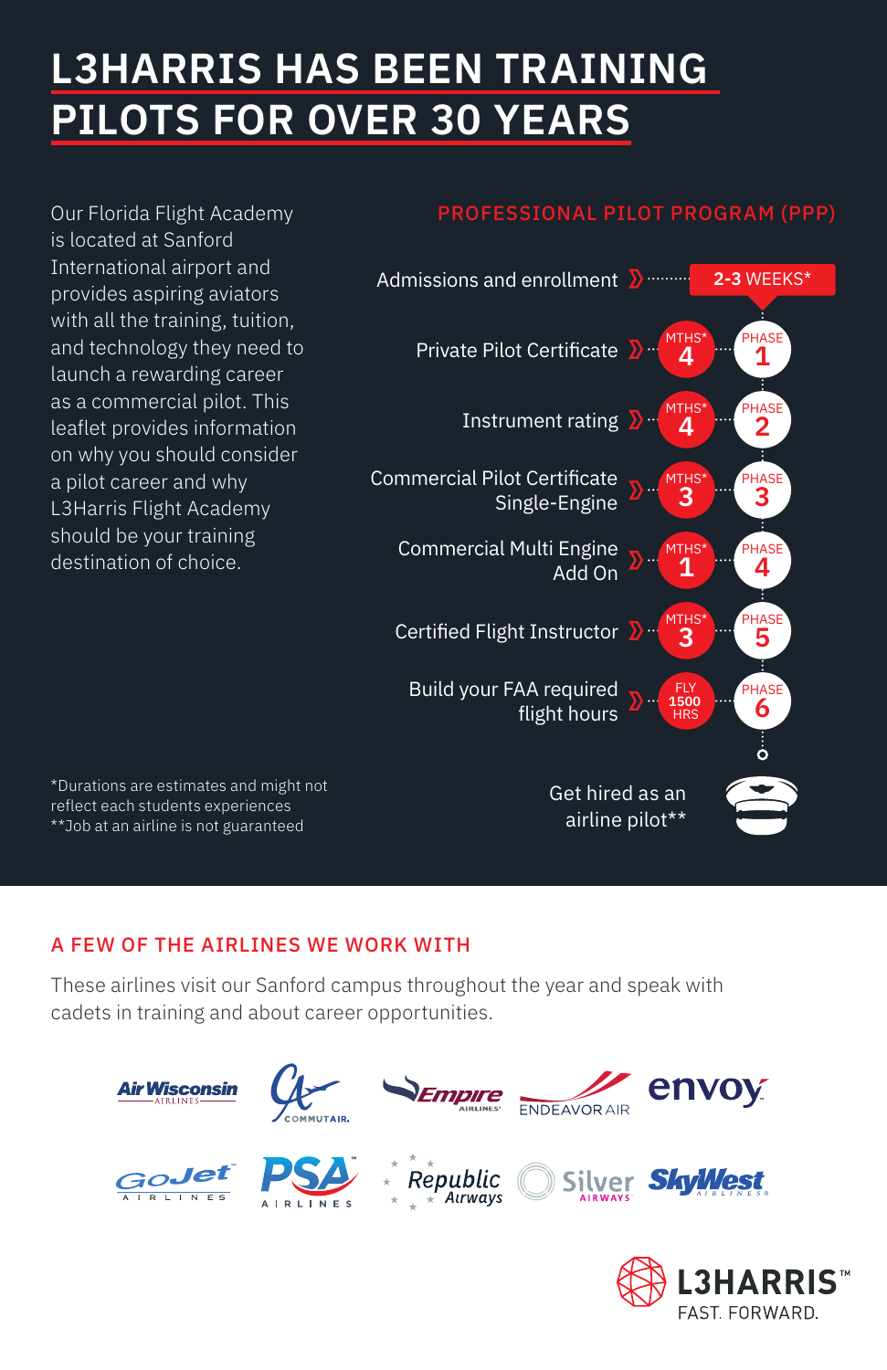# L3HARRIS HAS BEEN TRAINING PILOTS FOR OVER 30 YEARS

Our Florida Flight Academy is located at Sanford International airport and provides aspiring aviators with all the training, tuition, and technology they need to launch a rewarding career as a commercial pilot. This leaflet provides information on why you should consider a pilot career and why L3Harris Flight Academy should be your training destination of choice.

## PROFESSIONAL PILOT PROGRAM (PPP)

| Step | Duration | Phase |
|---|---|---|
| Admissions and enrollment | 2-3 WEEKS* | |
| Private Pilot Certificate | MTHS* 4 | PHASE 1 |
| Instrument rating | MTHS* 4 | PHASE 2 |
| Commercial Pilot Certificate Single-Engine | MTHS* 3 | PHASE 3 |
| Commercial Multi Engine Add On | MTHS* 1 | PHASE 4 |
| Certified Flight Instructor | MTHS* 3 | PHASE 5 |
| Build your FAA required flight hours | FLY 1500 HRS | PHASE 6 |
| Get hired as an airline pilot** | | |

*Durations are estimates and might not reflect each students experiences
**Job at an airline is not guaranteed

## A FEW OF THE AIRLINES WE WORK WITH

These airlines visit our Sanford campus throughout the year and speak with cadets in training and about career opportunities.

Air Wisconsin Airlines, CommutAir, Empire Airlines, Endeavor Air, Envoy, GoJet Airlines, PSA Airlines, Republic Airways, Silver Airways, SkyWest Airlines

L3HARRIS™
FAST. FORWARD.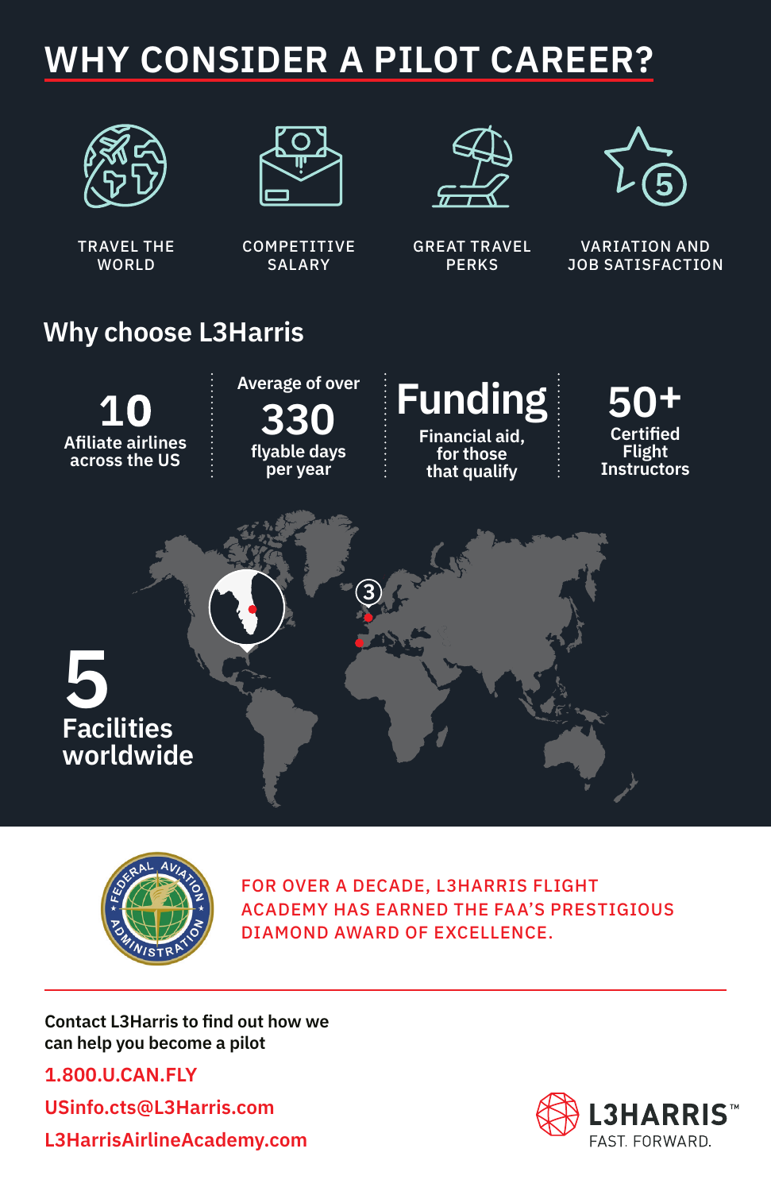# WHY CONSIDER A PILOT CAREER?

TRAVEL THE WORLD

COMPETITIVE SALARY

GREAT TRAVEL PERKS

VARIATION AND JOB SATISFACTION

## Why choose L3Harris

**10**
Afiliate airlines across the US

Average of over
**330**
flyable days per year

**Funding**
Financial aid, for those that qualify

**50+**
Certified Flight Instructors

3

**5**
**Facilities worldwide**

FOR OVER A DECADE, L3HARRIS FLIGHT ACADEMY HAS EARNED THE FAA'S PRESTIGIOUS DIAMOND AWARD OF EXCELLENCE.

**Contact L3Harris to find out how we can help you become a pilot**

1.800.U.CAN.FLY

USinfo.cts@L3Harris.com

L3HarrisAirlineAcademy.com

L3HARRIS™
FAST. FORWARD.